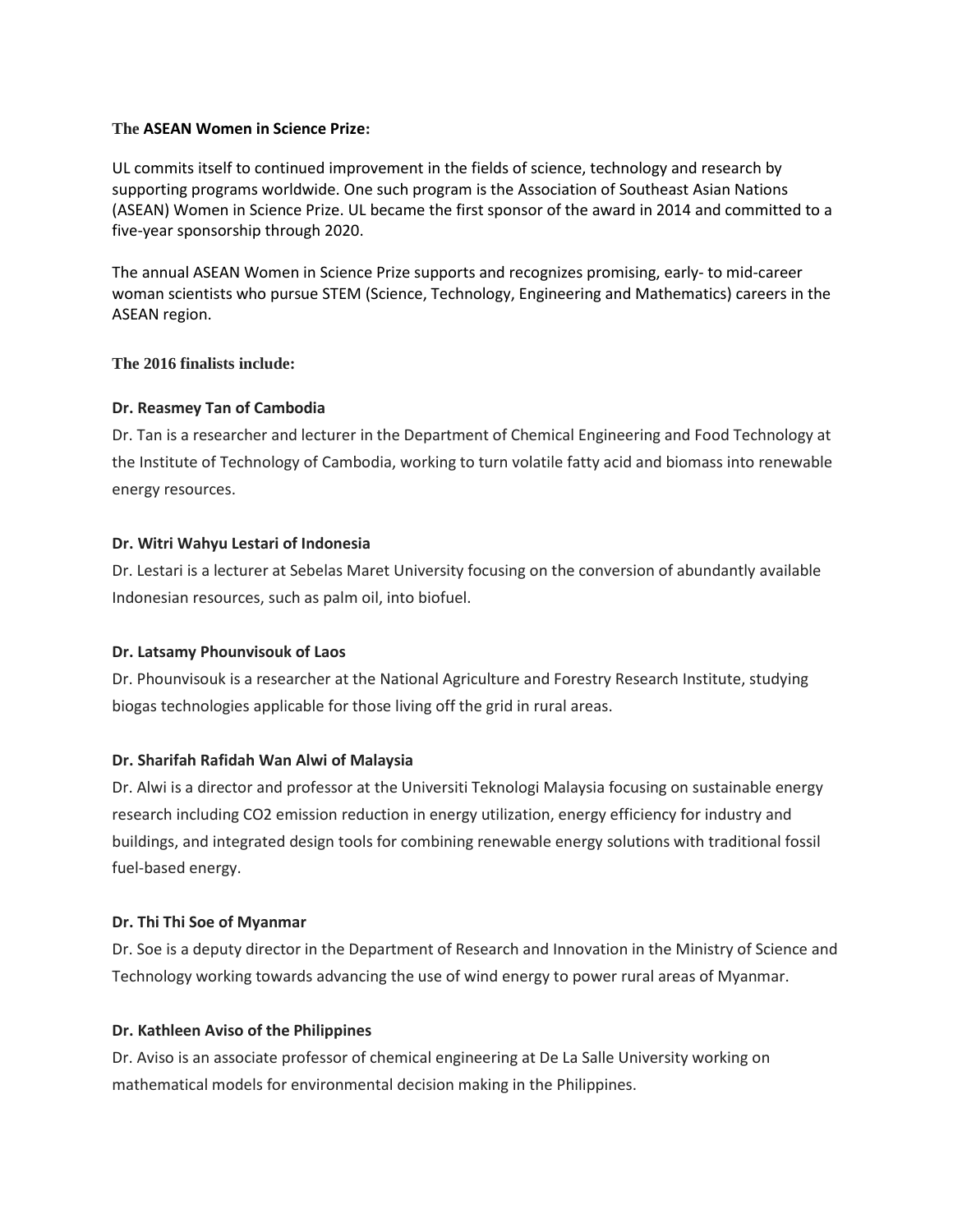**The ASEAN Women in Science Prize:**

UL commits itself to continued improvement in the fields of science, technology and research by supporting programs worldwide. One such program is the Association of Southeast Asian Nations (ASEAN) Women in Science Prize. UL became the first sponsor of the award in 2014 and committed to a five-year sponsorship through 2020.

The annual ASEAN Women in Science Prize supports and recognizes promising, early- to mid-career woman scientists who pursue STEM (Science, Technology, Engineering and Mathematics) careers in the ASEAN region.

**The 2016 finalists include:**

**Dr. Reasmey Tan of Cambodia**

Dr. Tan is a researcher and lecturer in the Department of Chemical Engineering and Food Technology at the Institute of Technology of Cambodia, working to turn volatile fatty acid and biomass into renewable energy resources.

**Dr. Witri Wahyu Lestari of Indonesia**

Dr. Lestari is a lecturer at Sebelas Maret University focusing on the conversion of abundantly available Indonesian resources, such as palm oil, into biofuel.

**Dr. Latsamy Phounvisouk of Laos**

Dr. Phounvisouk is a researcher at the National Agriculture and Forestry Research Institute, studying biogas technologies applicable for those living off the grid in rural areas.

**Dr. Sharifah Rafidah Wan Alwi of Malaysia**

Dr. Alwi is a director and professor at the Universiti Teknologi Malaysia focusing on sustainable energy research including $CO_2$ emission reduction in energy utilization, energy efficiency for industry and buildings, and integrated design tools for combining renewable energy solutions with traditional fossil fuel-based energy.

**Dr. Thi Thi Soe of Myanmar**

Dr. Soe is a deputy director in the Department of Research and Innovation in the Ministry of Science and Technology working towards advancing the use of wind energy to power rural areas of Myanmar.

**Dr. Kathleen Aviso of the Philippines**

Dr. Aviso is an associate professor of chemical engineering at De La Salle University working on mathematical models for environmental decision making in the Philippines.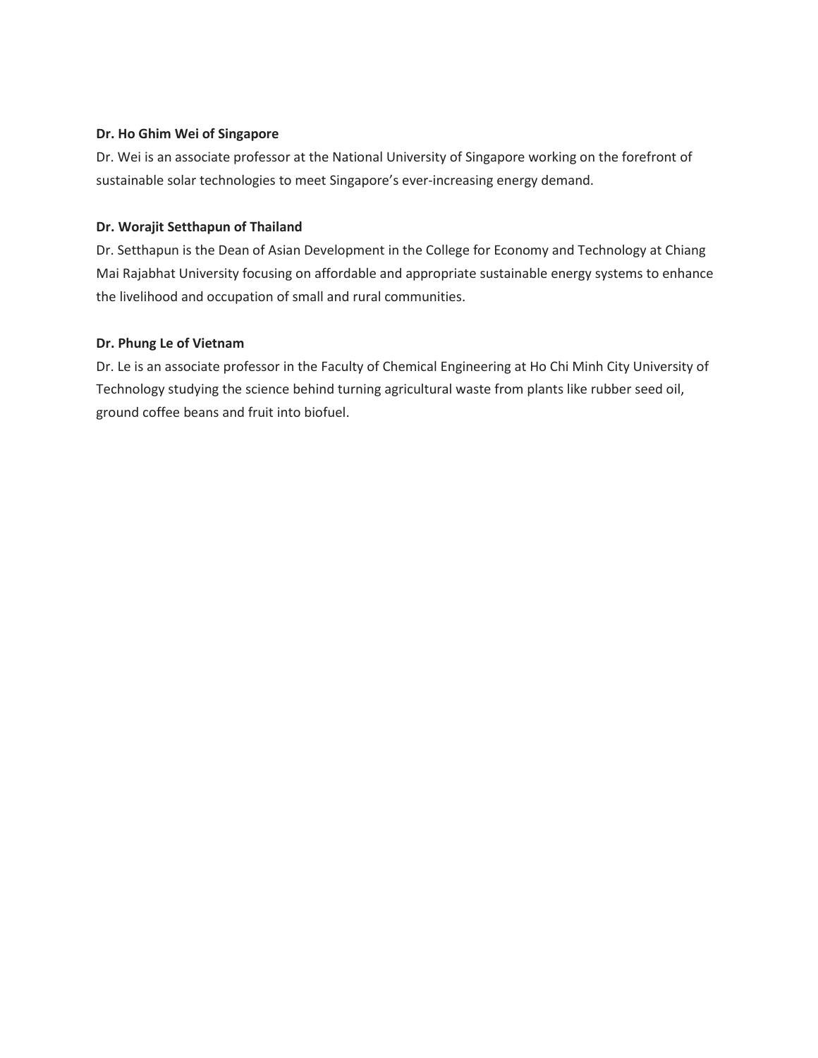**Dr. Ho Ghim Wei of Singapore**

Dr. Wei is an associate professor at the National University of Singapore working on the forefront of sustainable solar technologies to meet Singapore's ever-increasing energy demand.

**Dr. Worajit Setthapun of Thailand**

Dr. Setthapun is the Dean of Asian Development in the College for Economy and Technology at Chiang Mai Rajabhat University focusing on affordable and appropriate sustainable energy systems to enhance the livelihood and occupation of small and rural communities.

**Dr. Phung Le of Vietnam**

Dr. Le is an associate professor in the Faculty of Chemical Engineering at Ho Chi Minh City University of Technology studying the science behind turning agricultural waste from plants like rubber seed oil, ground coffee beans and fruit into biofuel.